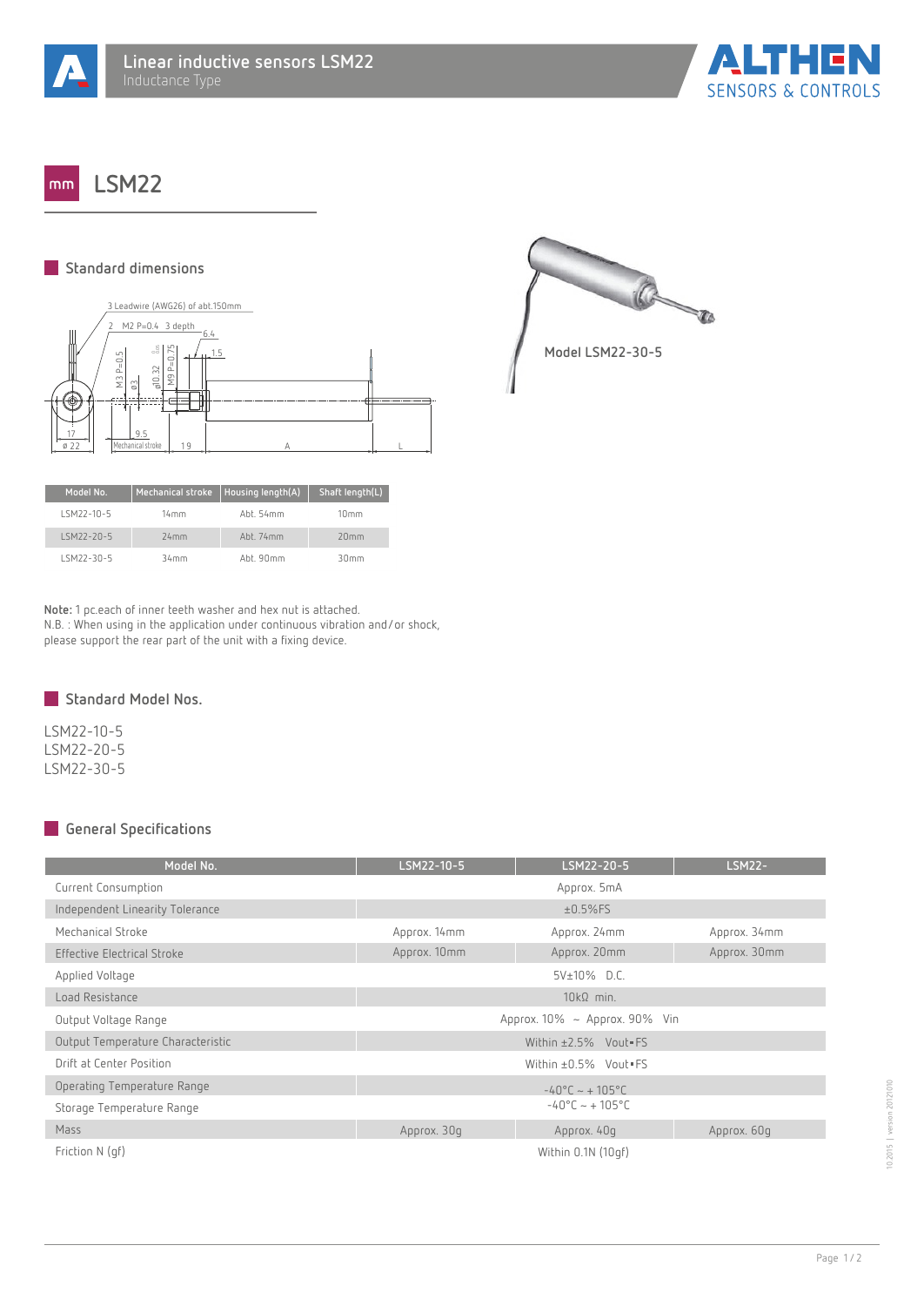# LSM22

## Standard dimensions

Model LSM22-30-5

| Model No. | Mechanical stroke | Housing length(A) | Shaft length(L) |
|---|---|---|---|
| LSM22-10-5 | 14mm | Abt. 54mm | 10mm |
| LSM22-20-5 | 24mm | Abt. 74mm | 20mm |
| LSM22-30-5 | 34mm | Abt. 90mm | 30mm |

**Note:** 1 pc.each of inner teeth washer and hex nut is attached.
N.B. : When using in the application under continuous vibration and/or shock, please support the rear part of the unit with a fixing device.

## Standard Model Nos.

LSM22-10-5
LSM22-20-5
LSM22-30-5

## General Specifications

| Model No. | LSM22-10-5 | LSM22-20-5 | LSM22- |
|---|---|---|---|
| Current Consumption | Approx. 5mA | | |
| Independent Linearity Tolerance | ±0.5%FS | | |
| Mechanical Stroke | Approx. 14mm | Approx. 24mm | Approx. 34mm |
| Effective Electrical Stroke | Approx. 10mm | Approx. 20mm | Approx. 30mm |
| Applied Voltage | 5V±10% D.C. | | |
| Load Resistance | 10kΩ min. | | |
| Output Voltage Range | Approx. 10% ~ Approx. 90% Vin | | |
| Output Temperature Characteristic | Within ±2.5% Vout•FS | | |
| Drift at Center Position | Within ±0.5% Vout•FS | | |
| Operating Temperature Range | -40°C ~ + 105°C | | |
| Storage Temperature Range | -40°C ~ + 105°C | | |
| Mass | Approx. 30g | Approx. 40g | Approx. 60g |
| Friction N (gf) | Within 0.1N (10gf) | | |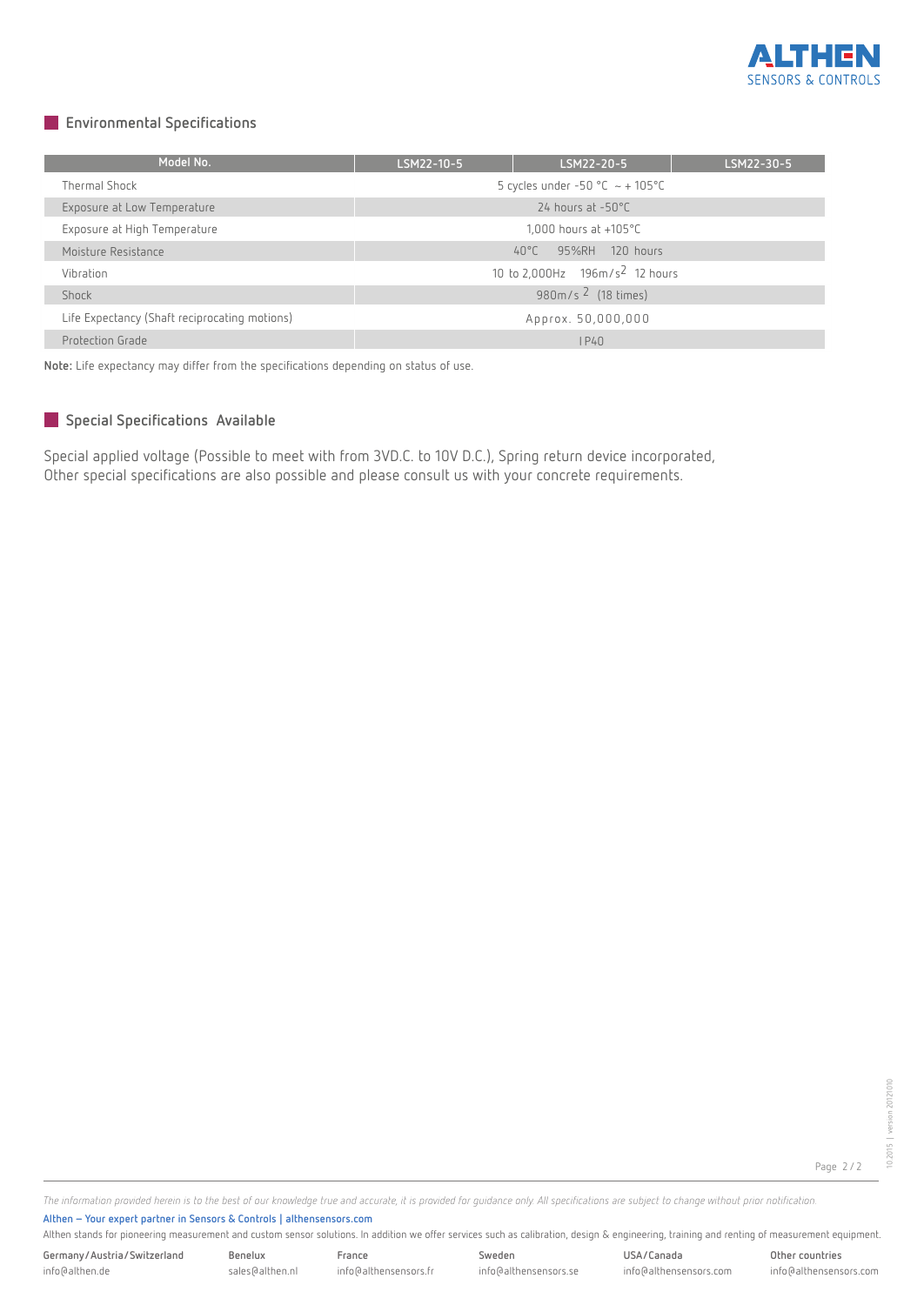## Environmental Specifications

| Model No. | LSM22-10-5 | LSM22-20-5 | LSM22-30-5 |
|---|---|---|---|
| Thermal Shock | 5 cycles under -50 °C ～ + 105°C | | |
| Exposure at Low Temperature | 24 hours at -50°C | | |
| Exposure at High Temperature | 1,000 hours at +105°C | | |
| Moisture Resistance | 40°C 95%RH 120 hours | | |
| Vibration | 10 to 2,000Hz 196m/s$^2$ 12 hours | | |
| Shock | 980m/s $^2$ (18 times) | | |
| Life Expectancy (Shaft reciprocating motions) | Approx. 50,000,000 | | |
| Protection Grade | IP40 | | |

**Note:** Life expectancy may differ from the specifications depending on status of use.

## Special Specifications Available

Special applied voltage (Possible to meet with from 3VD.C. to 10V D.C.), Spring return device incorporated, Other special specifications are also possible and please consult us with your concrete requirements.

*The information provided herein is to the best of our knowledge true and accurate, it is provided for guidance only. All specifications are subject to change without prior notification.*

Althen – Your expert partner in Sensors & Controls | althensensors.com

Althen stands for pioneering measurement and custom sensor solutions. In addition we offer services such as calibration, design & engineering, training and renting of measurement equipment.

| Germany/Austria/Switzerland | Benelux | France | Sweden | USA/Canada | Other countries |
|---|---|---|---|---|---|
| info@althen.de | sales@althen.nl | info@althensensors.fr | info@althensensors.se | info@althensensors.com | info@althensensors.com |